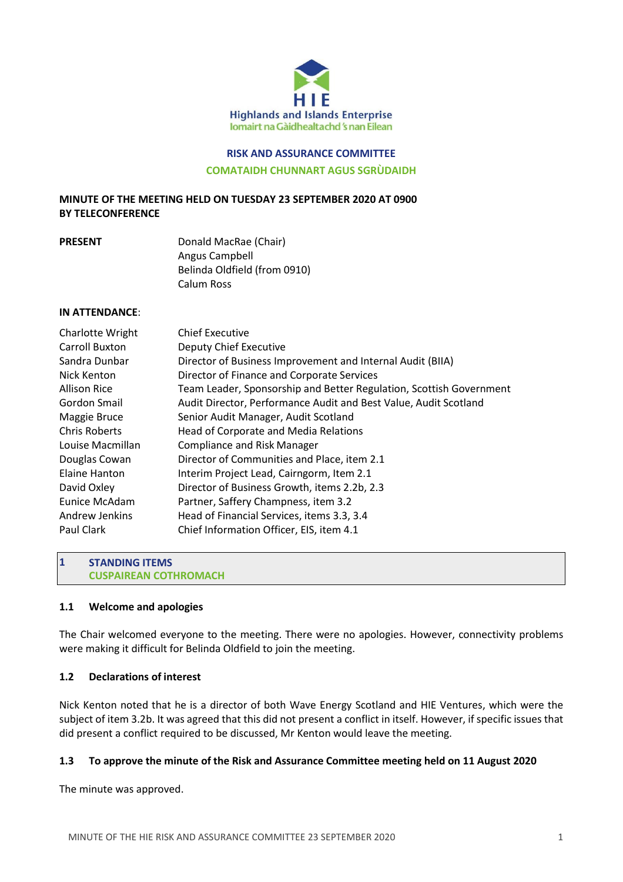Highlands and Islands Enterprise
Iomairt na Gàidhealtachd 's nan Eilean

# RISK AND ASSURANCE COMMITTEE
# COMATAIDH CHUNNART AGUS SGRÙDAIDH

**MINUTE OF THE MEETING HELD ON TUESDAY 23 SEPTEMBER 2020 AT 0900 BY TELECONFERENCE**

| **PRESENT** | Donald MacRae (Chair) |
|---|---|
| | Angus Campbell |
| | Belinda Oldfield (from 0910) |
| | Calum Ross |

**IN ATTENDANCE**:

| | |
|---|---|
| Charlotte Wright | Chief Executive |
| Carroll Buxton | Deputy Chief Executive |
| Sandra Dunbar | Director of Business Improvement and Internal Audit (BIIA) |
| Nick Kenton | Director of Finance and Corporate Services |
| Allison Rice | Team Leader, Sponsorship and Better Regulation, Scottish Government |
| Gordon Smail | Audit Director, Performance Audit and Best Value, Audit Scotland |
| Maggie Bruce | Senior Audit Manager, Audit Scotland |
| Chris Roberts | Head of Corporate and Media Relations |
| Louise Macmillan | Compliance and Risk Manager |
| Douglas Cowan | Director of Communities and Place, item 2.1 |
| Elaine Hanton | Interim Project Lead, Cairngorm, Item 2.1 |
| David Oxley | Director of Business Growth, items 2.2b, 2.3 |
| Eunice McAdam | Partner, Saffery Champness, item 3.2 |
| Andrew Jenkins | Head of Financial Services, items 3.3, 3.4 |
| Paul Clark | Chief Information Officer, EIS, item 4.1 |

## 1 STANDING ITEMS
## CUSPAIREAN COTHROMACH

### 1.1 Welcome and apologies

The Chair welcomed everyone to the meeting. There were no apologies. However, connectivity problems were making it difficult for Belinda Oldfield to join the meeting.

### 1.2 Declarations of interest

Nick Kenton noted that he is a director of both Wave Energy Scotland and HIE Ventures, which were the subject of item 3.2b. It was agreed that this did not present a conflict in itself. However, if specific issues that did present a conflict required to be discussed, Mr Kenton would leave the meeting.

### 1.3 To approve the minute of the Risk and Assurance Committee meeting held on 11 August 2020

The minute was approved.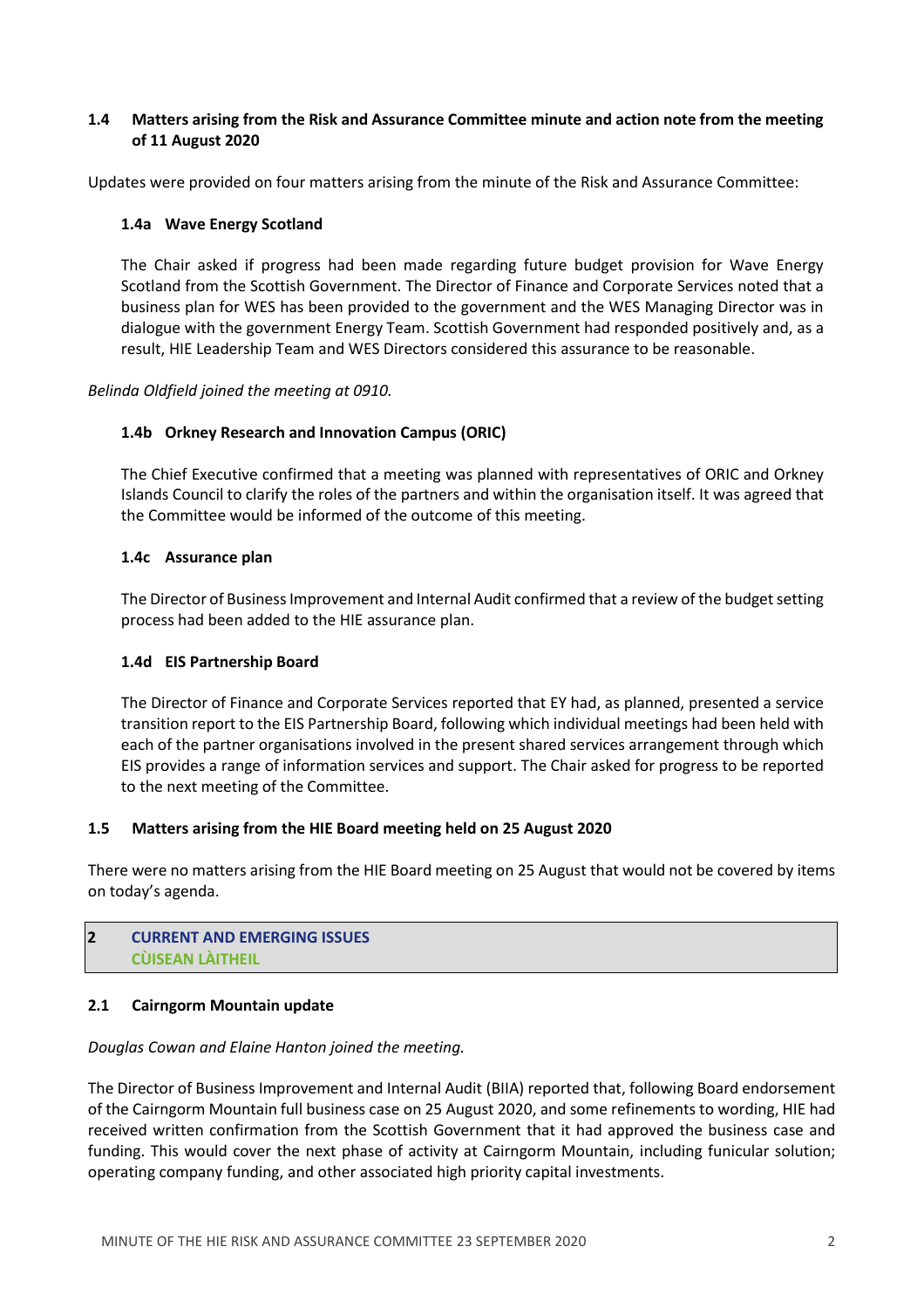### 1.4 Matters arising from the Risk and Assurance Committee minute and action note from the meeting of 11 August 2020

Updates were provided on four matters arising from the minute of the Risk and Assurance Committee:

#### 1.4a Wave Energy Scotland

The Chair asked if progress had been made regarding future budget provision for Wave Energy Scotland from the Scottish Government. The Director of Finance and Corporate Services noted that a business plan for WES has been provided to the government and the WES Managing Director was in dialogue with the government Energy Team. Scottish Government had responded positively and, as a result, HIE Leadership Team and WES Directors considered this assurance to be reasonable.

*Belinda Oldfield joined the meeting at 0910.*

#### 1.4b Orkney Research and Innovation Campus (ORIC)

The Chief Executive confirmed that a meeting was planned with representatives of ORIC and Orkney Islands Council to clarify the roles of the partners and within the organisation itself. It was agreed that the Committee would be informed of the outcome of this meeting.

#### 1.4c Assurance plan

The Director of Business Improvement and Internal Audit confirmed that a review of the budget setting process had been added to the HIE assurance plan.

#### 1.4d EIS Partnership Board

The Director of Finance and Corporate Services reported that EY had, as planned, presented a service transition report to the EIS Partnership Board, following which individual meetings had been held with each of the partner organisations involved in the present shared services arrangement through which EIS provides a range of information services and support. The Chair asked for progress to be reported to the next meeting of the Committee.

### 1.5 Matters arising from the HIE Board meeting held on 25 August 2020

There were no matters arising from the HIE Board meeting on 25 August that would not be covered by items on today's agenda.

## 2 CURRENT AND EMERGING ISSUES
## CÙISEAN LÀITHEIL

### 2.1 Cairngorm Mountain update

*Douglas Cowan and Elaine Hanton joined the meeting.*

The Director of Business Improvement and Internal Audit (BIIA) reported that, following Board endorsement of the Cairngorm Mountain full business case on 25 August 2020, and some refinements to wording, HIE had received written confirmation from the Scottish Government that it had approved the business case and funding. This would cover the next phase of activity at Cairngorm Mountain, including funicular solution; operating company funding, and other associated high priority capital investments.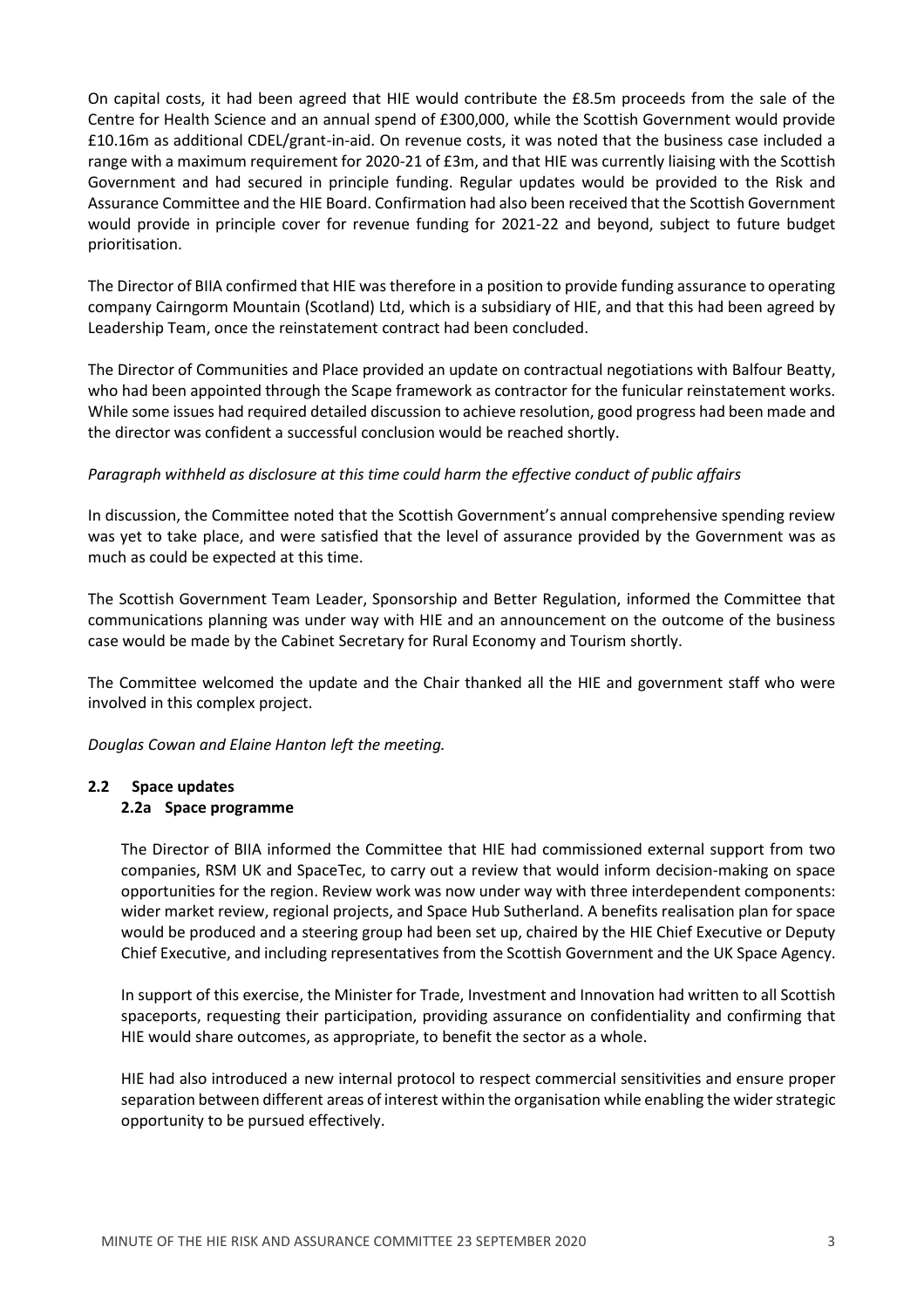On capital costs, it had been agreed that HIE would contribute the £8.5m proceeds from the sale of the Centre for Health Science and an annual spend of £300,000, while the Scottish Government would provide £10.16m as additional CDEL/grant-in-aid. On revenue costs, it was noted that the business case included a range with a maximum requirement for 2020-21 of £3m, and that HIE was currently liaising with the Scottish Government and had secured in principle funding. Regular updates would be provided to the Risk and Assurance Committee and the HIE Board. Confirmation had also been received that the Scottish Government would provide in principle cover for revenue funding for 2021-22 and beyond, subject to future budget prioritisation.

The Director of BIIA confirmed that HIE was therefore in a position to provide funding assurance to operating company Cairngorm Mountain (Scotland) Ltd, which is a subsidiary of HIE, and that this had been agreed by Leadership Team, once the reinstatement contract had been concluded.

The Director of Communities and Place provided an update on contractual negotiations with Balfour Beatty, who had been appointed through the Scape framework as contractor for the funicular reinstatement works. While some issues had required detailed discussion to achieve resolution, good progress had been made and the director was confident a successful conclusion would be reached shortly.

*Paragraph withheld as disclosure at this time could harm the effective conduct of public affairs*

In discussion, the Committee noted that the Scottish Government's annual comprehensive spending review was yet to take place, and were satisfied that the level of assurance provided by the Government was as much as could be expected at this time.

The Scottish Government Team Leader, Sponsorship and Better Regulation, informed the Committee that communications planning was under way with HIE and an announcement on the outcome of the business case would be made by the Cabinet Secretary for Rural Economy and Tourism shortly.

The Committee welcomed the update and the Chair thanked all the HIE and government staff who were involved in this complex project.

*Douglas Cowan and Elaine Hanton left the meeting.*

## 2.2 Space updates

### 2.2a Space programme

The Director of BIIA informed the Committee that HIE had commissioned external support from two companies, RSM UK and SpaceTec, to carry out a review that would inform decision-making on space opportunities for the region. Review work was now under way with three interdependent components: wider market review, regional projects, and Space Hub Sutherland. A benefits realisation plan for space would be produced and a steering group had been set up, chaired by the HIE Chief Executive or Deputy Chief Executive, and including representatives from the Scottish Government and the UK Space Agency.

In support of this exercise, the Minister for Trade, Investment and Innovation had written to all Scottish spaceports, requesting their participation, providing assurance on confidentiality and confirming that HIE would share outcomes, as appropriate, to benefit the sector as a whole.

HIE had also introduced a new internal protocol to respect commercial sensitivities and ensure proper separation between different areas of interest within the organisation while enabling the wider strategic opportunity to be pursued effectively.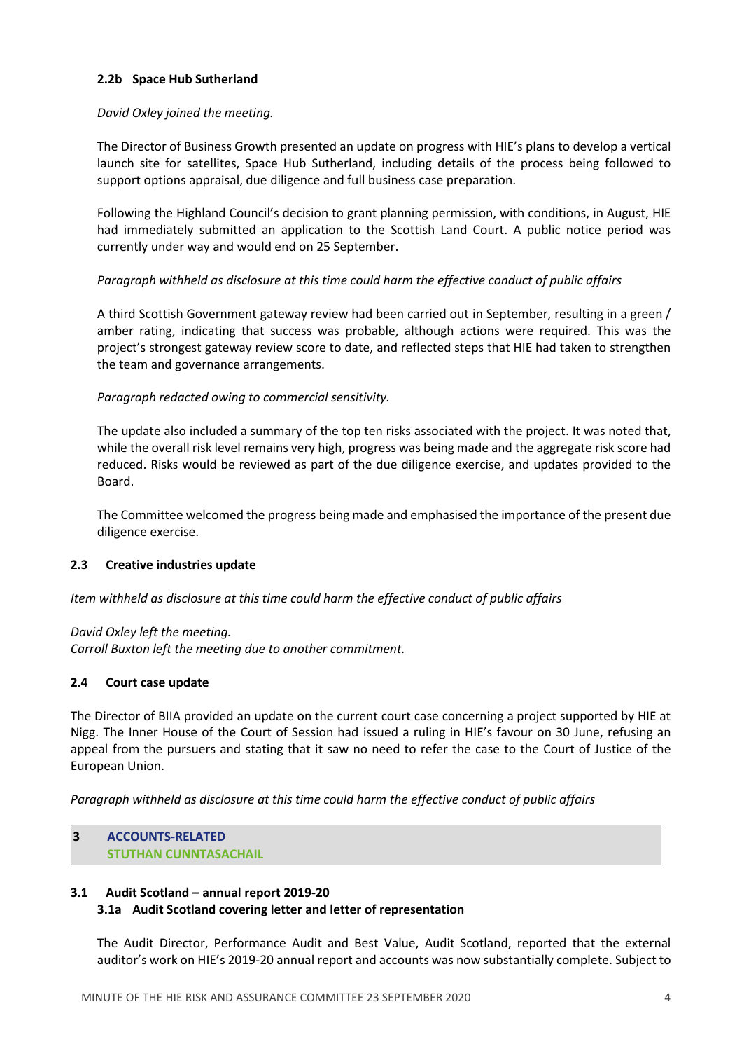#### 2.2b Space Hub Sutherland

*David Oxley joined the meeting.*

The Director of Business Growth presented an update on progress with HIE's plans to develop a vertical launch site for satellites, Space Hub Sutherland, including details of the process being followed to support options appraisal, due diligence and full business case preparation.

Following the Highland Council's decision to grant planning permission, with conditions, in August, HIE had immediately submitted an application to the Scottish Land Court. A public notice period was currently under way and would end on 25 September.

*Paragraph withheld as disclosure at this time could harm the effective conduct of public affairs*

A third Scottish Government gateway review had been carried out in September, resulting in a green / amber rating, indicating that success was probable, although actions were required. This was the project's strongest gateway review score to date, and reflected steps that HIE had taken to strengthen the team and governance arrangements.

*Paragraph redacted owing to commercial sensitivity.*

The update also included a summary of the top ten risks associated with the project. It was noted that, while the overall risk level remains very high, progress was being made and the aggregate risk score had reduced. Risks would be reviewed as part of the due diligence exercise, and updates provided to the Board.

The Committee welcomed the progress being made and emphasised the importance of the present due diligence exercise.

### 2.3 Creative industries update

*Item withheld as disclosure at this time could harm the effective conduct of public affairs*

*David Oxley left the meeting.*
*Carroll Buxton left the meeting due to another commitment.*

### 2.4 Court case update

The Director of BIIA provided an update on the current court case concerning a project supported by HIE at Nigg. The Inner House of the Court of Session had issued a ruling in HIE's favour on 30 June, refusing an appeal from the pursuers and stating that it saw no need to refer the case to the Court of Justice of the European Union.

*Paragraph withheld as disclosure at this time could harm the effective conduct of public affairs*

## 3 ACCOUNTS-RELATED
## STUTHAN CUNNTASACHAIL

### 3.1 Audit Scotland – annual report 2019-20

#### 3.1a Audit Scotland covering letter and letter of representation

The Audit Director, Performance Audit and Best Value, Audit Scotland, reported that the external auditor's work on HIE's 2019-20 annual report and accounts was now substantially complete. Subject to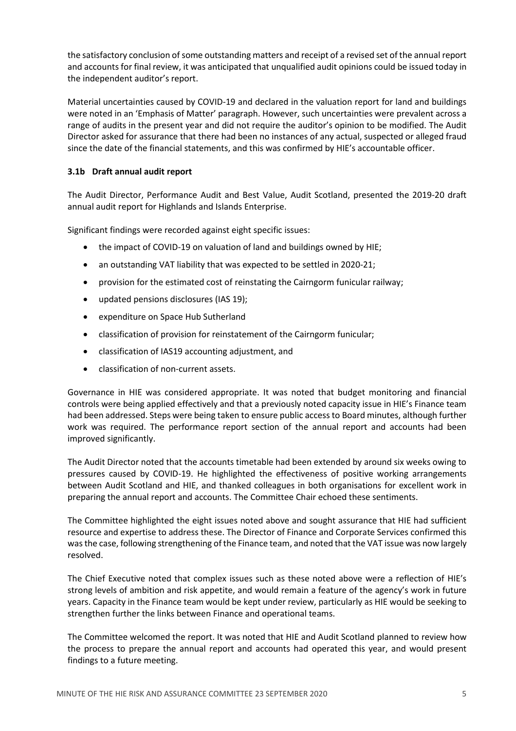the satisfactory conclusion of some outstanding matters and receipt of a revised set of the annual report and accounts for final review, it was anticipated that unqualified audit opinions could be issued today in the independent auditor's report.

Material uncertainties caused by COVID-19 and declared in the valuation report for land and buildings were noted in an 'Emphasis of Matter' paragraph. However, such uncertainties were prevalent across a range of audits in the present year and did not require the auditor's opinion to be modified. The Audit Director asked for assurance that there had been no instances of any actual, suspected or alleged fraud since the date of the financial statements, and this was confirmed by HIE's accountable officer.

### 3.1b Draft annual audit report

The Audit Director, Performance Audit and Best Value, Audit Scotland, presented the 2019-20 draft annual audit report for Highlands and Islands Enterprise.

Significant findings were recorded against eight specific issues:

- the impact of COVID-19 on valuation of land and buildings owned by HIE;
- an outstanding VAT liability that was expected to be settled in 2020-21;
- provision for the estimated cost of reinstating the Cairngorm funicular railway;
- updated pensions disclosures (IAS 19);
- expenditure on Space Hub Sutherland
- classification of provision for reinstatement of the Cairngorm funicular;
- classification of IAS19 accounting adjustment, and
- classification of non-current assets.

Governance in HIE was considered appropriate. It was noted that budget monitoring and financial controls were being applied effectively and that a previously noted capacity issue in HIE's Finance team had been addressed. Steps were being taken to ensure public access to Board minutes, although further work was required. The performance report section of the annual report and accounts had been improved significantly.

The Audit Director noted that the accounts timetable had been extended by around six weeks owing to pressures caused by COVID-19. He highlighted the effectiveness of positive working arrangements between Audit Scotland and HIE, and thanked colleagues in both organisations for excellent work in preparing the annual report and accounts. The Committee Chair echoed these sentiments.

The Committee highlighted the eight issues noted above and sought assurance that HIE had sufficient resource and expertise to address these. The Director of Finance and Corporate Services confirmed this was the case, following strengthening of the Finance team, and noted that the VAT issue was now largely resolved.

The Chief Executive noted that complex issues such as these noted above were a reflection of HIE's strong levels of ambition and risk appetite, and would remain a feature of the agency's work in future years. Capacity in the Finance team would be kept under review, particularly as HIE would be seeking to strengthen further the links between Finance and operational teams.

The Committee welcomed the report. It was noted that HIE and Audit Scotland planned to review how the process to prepare the annual report and accounts had operated this year, and would present findings to a future meeting.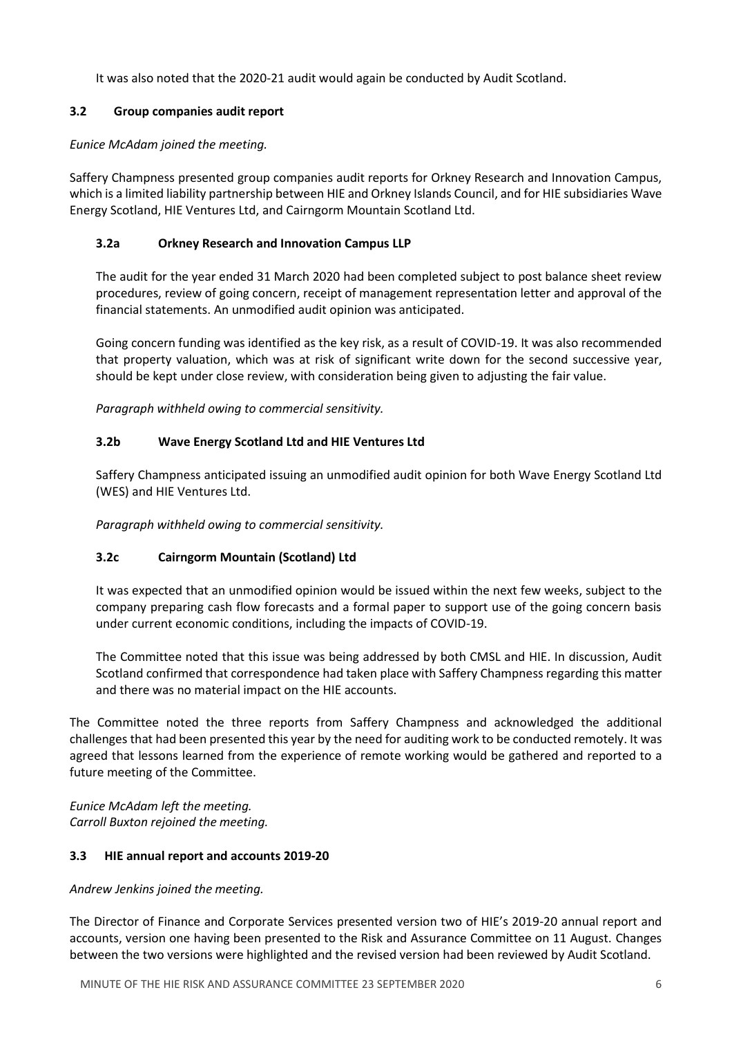It was also noted that the 2020-21 audit would again be conducted by Audit Scotland.

### 3.2 Group companies audit report

*Eunice McAdam joined the meeting.*

Saffery Champness presented group companies audit reports for Orkney Research and Innovation Campus, which is a limited liability partnership between HIE and Orkney Islands Council, and for HIE subsidiaries Wave Energy Scotland, HIE Ventures Ltd, and Cairngorm Mountain Scotland Ltd.

#### 3.2a Orkney Research and Innovation Campus LLP

The audit for the year ended 31 March 2020 had been completed subject to post balance sheet review procedures, review of going concern, receipt of management representation letter and approval of the financial statements. An unmodified audit opinion was anticipated.

Going concern funding was identified as the key risk, as a result of COVID-19. It was also recommended that property valuation, which was at risk of significant write down for the second successive year, should be kept under close review, with consideration being given to adjusting the fair value.

*Paragraph withheld owing to commercial sensitivity.*

#### 3.2b Wave Energy Scotland Ltd and HIE Ventures Ltd

Saffery Champness anticipated issuing an unmodified audit opinion for both Wave Energy Scotland Ltd (WES) and HIE Ventures Ltd.

*Paragraph withheld owing to commercial sensitivity.*

#### 3.2c Cairngorm Mountain (Scotland) Ltd

It was expected that an unmodified opinion would be issued within the next few weeks, subject to the company preparing cash flow forecasts and a formal paper to support use of the going concern basis under current economic conditions, including the impacts of COVID-19.

The Committee noted that this issue was being addressed by both CMSL and HIE. In discussion, Audit Scotland confirmed that correspondence had taken place with Saffery Champness regarding this matter and there was no material impact on the HIE accounts.

The Committee noted the three reports from Saffery Champness and acknowledged the additional challenges that had been presented this year by the need for auditing work to be conducted remotely. It was agreed that lessons learned from the experience of remote working would be gathered and reported to a future meeting of the Committee.

*Eunice McAdam left the meeting.*
*Carroll Buxton rejoined the meeting.*

### 3.3 HIE annual report and accounts 2019-20

*Andrew Jenkins joined the meeting.*

The Director of Finance and Corporate Services presented version two of HIE's 2019-20 annual report and accounts, version one having been presented to the Risk and Assurance Committee on 11 August. Changes between the two versions were highlighted and the revised version had been reviewed by Audit Scotland.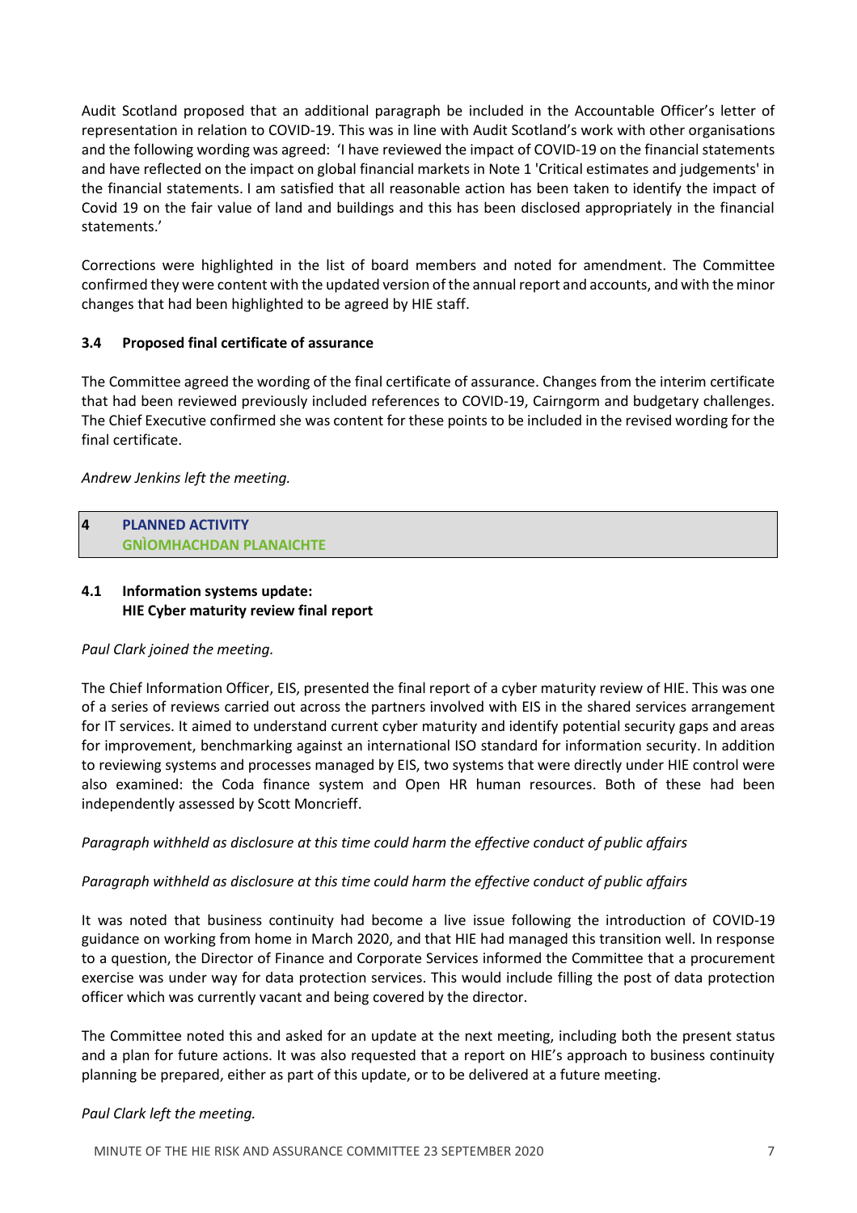Audit Scotland proposed that an additional paragraph be included in the Accountable Officer's letter of representation in relation to COVID-19. This was in line with Audit Scotland's work with other organisations and the following wording was agreed: 'I have reviewed the impact of COVID-19 on the financial statements and have reflected on the impact on global financial markets in Note 1 'Critical estimates and judgements' in the financial statements. I am satisfied that all reasonable action has been taken to identify the impact of Covid 19 on the fair value of land and buildings and this has been disclosed appropriately in the financial statements.'

Corrections were highlighted in the list of board members and noted for amendment. The Committee confirmed they were content with the updated version of the annual report and accounts, and with the minor changes that had been highlighted to be agreed by HIE staff.

### 3.4 Proposed final certificate of assurance

The Committee agreed the wording of the final certificate of assurance. Changes from the interim certificate that had been reviewed previously included references to COVID-19, Cairngorm and budgetary challenges. The Chief Executive confirmed she was content for these points to be included in the revised wording for the final certificate.

*Andrew Jenkins left the meeting.*

## 4 PLANNED ACTIVITY
## GNÌOMHACHDAN PLANAICHTE

### 4.1 Information systems update: HIE Cyber maturity review final report

*Paul Clark joined the meeting.*

The Chief Information Officer, EIS, presented the final report of a cyber maturity review of HIE. This was one of a series of reviews carried out across the partners involved with EIS in the shared services arrangement for IT services. It aimed to understand current cyber maturity and identify potential security gaps and areas for improvement, benchmarking against an international ISO standard for information security. In addition to reviewing systems and processes managed by EIS, two systems that were directly under HIE control were also examined: the Coda finance system and Open HR human resources. Both of these had been independently assessed by Scott Moncrieff.

*Paragraph withheld as disclosure at this time could harm the effective conduct of public affairs*

*Paragraph withheld as disclosure at this time could harm the effective conduct of public affairs*

It was noted that business continuity had become a live issue following the introduction of COVID-19 guidance on working from home in March 2020, and that HIE had managed this transition well. In response to a question, the Director of Finance and Corporate Services informed the Committee that a procurement exercise was under way for data protection services. This would include filling the post of data protection officer which was currently vacant and being covered by the director.

The Committee noted this and asked for an update at the next meeting, including both the present status and a plan for future actions. It was also requested that a report on HIE's approach to business continuity planning be prepared, either as part of this update, or to be delivered at a future meeting.

*Paul Clark left the meeting.*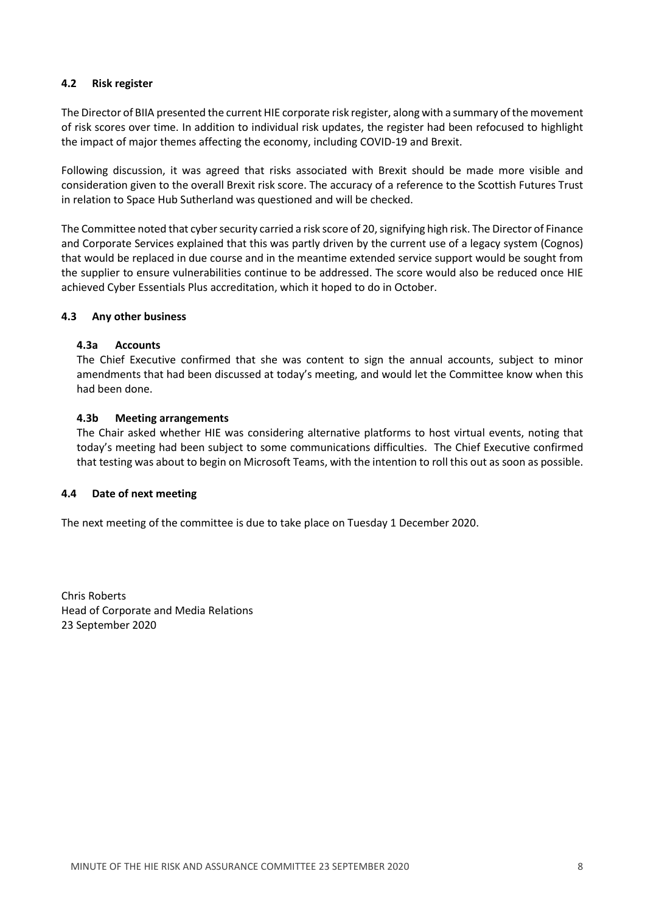### 4.2 Risk register

The Director of BIIA presented the current HIE corporate risk register, along with a summary of the movement of risk scores over time. In addition to individual risk updates, the register had been refocused to highlight the impact of major themes affecting the economy, including COVID-19 and Brexit.

Following discussion, it was agreed that risks associated with Brexit should be made more visible and consideration given to the overall Brexit risk score. The accuracy of a reference to the Scottish Futures Trust in relation to Space Hub Sutherland was questioned and will be checked.

The Committee noted that cyber security carried a risk score of 20, signifying high risk. The Director of Finance and Corporate Services explained that this was partly driven by the current use of a legacy system (Cognos) that would be replaced in due course and in the meantime extended service support would be sought from the supplier to ensure vulnerabilities continue to be addressed. The score would also be reduced once HIE achieved Cyber Essentials Plus accreditation, which it hoped to do in October.

### 4.3 Any other business

#### 4.3a Accounts

The Chief Executive confirmed that she was content to sign the annual accounts, subject to minor amendments that had been discussed at today's meeting, and would let the Committee know when this had been done.

#### 4.3b Meeting arrangements

The Chair asked whether HIE was considering alternative platforms to host virtual events, noting that today's meeting had been subject to some communications difficulties. The Chief Executive confirmed that testing was about to begin on Microsoft Teams, with the intention to roll this out as soon as possible.

### 4.4 Date of next meeting

The next meeting of the committee is due to take place on Tuesday 1 December 2020.

Chris Roberts
Head of Corporate and Media Relations
23 September 2020